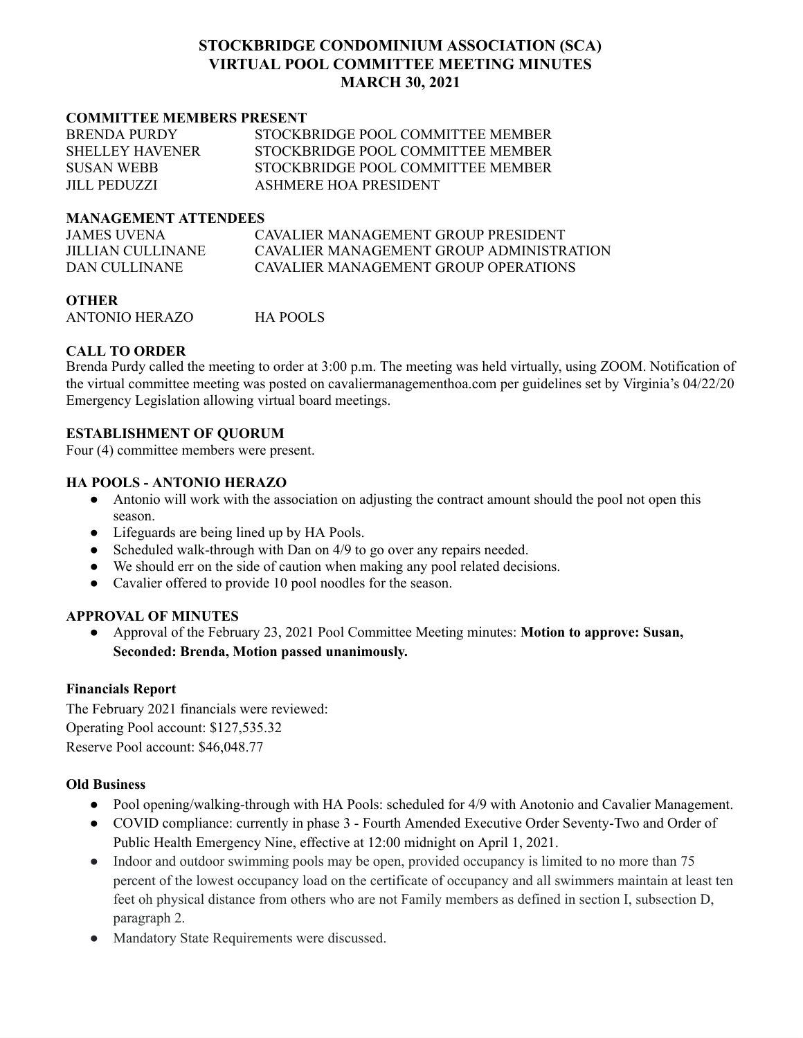# STOCKBRIDGE CONDOMINIUM ASSOCIATION (SCA)
# VIRTUAL POOL COMMITTEE MEETING MINUTES
# MARCH 30, 2021

### COMMITTEE MEMBERS PRESENT

| | |
|---|---|
| BRENDA PURDY | STOCKBRIDGE POOL COMMITTEE MEMBER |
| SHELLEY HAVENER | STOCKBRIDGE POOL COMMITTEE MEMBER |
| SUSAN WEBB | STOCKBRIDGE POOL COMMITTEE MEMBER |
| JILL PEDUZZI | ASHMERE HOA PRESIDENT |

### MANAGEMENT ATTENDEES

| | |
|---|---|
| JAMES UVENA | CAVALIER MANAGEMENT GROUP PRESIDENT |
| JILLIAN CULLINANE | CAVALIER MANAGEMENT GROUP ADMINISTRATION |
| DAN CULLINANE | CAVALIER MANAGEMENT GROUP OPERATIONS |

### OTHER

| | |
|---|---|
| ANTONIO HERAZO | HA POOLS |

### CALL TO ORDER

Brenda Purdy called the meeting to order at 3:00 p.m. The meeting was held virtually, using ZOOM. Notification of the virtual committee meeting was posted on cavaliermanagementhoa.com per guidelines set by Virginia's 04/22/20 Emergency Legislation allowing virtual board meetings.

### ESTABLISHMENT OF QUORUM

Four (4) committee members were present.

### HA POOLS - ANTONIO HERAZO

- Antonio will work with the association on adjusting the contract amount should the pool not open this season.
- Lifeguards are being lined up by HA Pools.
- Scheduled walk-through with Dan on 4/9 to go over any repairs needed.
- We should err on the side of caution when making any pool related decisions.
- Cavalier offered to provide 10 pool noodles for the season.

### APPROVAL OF MINUTES

- Approval of the February 23, 2021 Pool Committee Meeting minutes: **Motion to approve: Susan, Seconded: Brenda, Motion passed unanimously.**

### Financials Report

The February 2021 financials were reviewed:
Operating Pool account: $127,535.32
Reserve Pool account: $46,048.77

### Old Business

- Pool opening/walking-through with HA Pools: scheduled for 4/9 with Anotonio and Cavalier Management.
- COVID compliance: currently in phase 3 - Fourth Amended Executive Order Seventy-Two and Order of Public Health Emergency Nine, effective at 12:00 midnight on April 1, 2021.
- Indoor and outdoor swimming pools may be open, provided occupancy is limited to no more than 75 percent of the lowest occupancy load on the certificate of occupancy and all swimmers maintain at least ten feet oh physical distance from others who are not Family members as defined in section I, subsection D, paragraph 2.
- Mandatory State Requirements were discussed.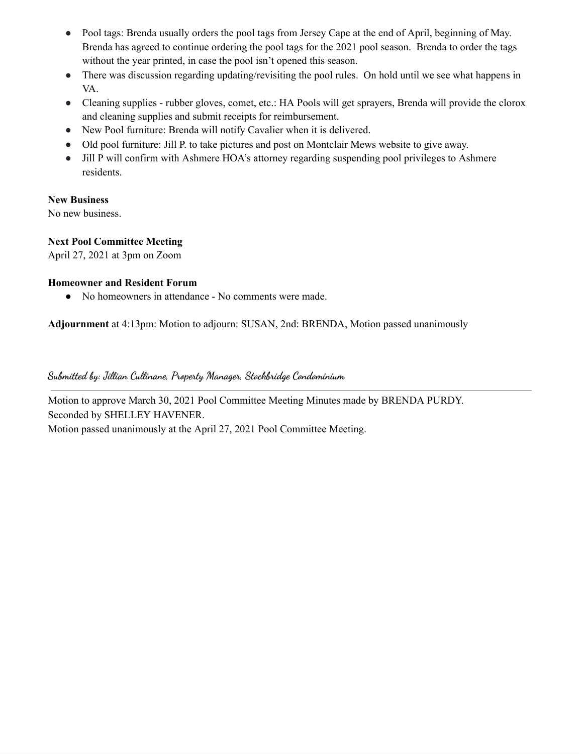- Pool tags: Brenda usually orders the pool tags from Jersey Cape at the end of April, beginning of May. Brenda has agreed to continue ordering the pool tags for the 2021 pool season. Brenda to order the tags without the year printed, in case the pool isn't opened this season.
- There was discussion regarding updating/revisiting the pool rules. On hold until we see what happens in VA.
- Cleaning supplies - rubber gloves, comet, etc.: HA Pools will get sprayers, Brenda will provide the clorox and cleaning supplies and submit receipts for reimbursement.
- New Pool furniture: Brenda will notify Cavalier when it is delivered.
- Old pool furniture: Jill P. to take pictures and post on Montclair Mews website to give away.
- Jill P will confirm with Ashmere HOA's attorney regarding suspending pool privileges to Ashmere residents.

**New Business**

No new business.

**Next Pool Committee Meeting**

April 27, 2021 at 3pm on Zoom

**Homeowner and Resident Forum**

- No homeowners in attendance - No comments were made.

**Adjournment** at 4:13pm: Motion to adjourn: SUSAN, 2nd: BRENDA, Motion passed unanimously

*Submitted by: Jillian Cullinane, Property Manager, Stockbridge Condominium*

---

Motion to approve March 30, 2021 Pool Committee Meeting Minutes made by BRENDA PURDY.
Seconded by SHELLEY HAVENER.
Motion passed unanimously at the April 27, 2021 Pool Committee Meeting.